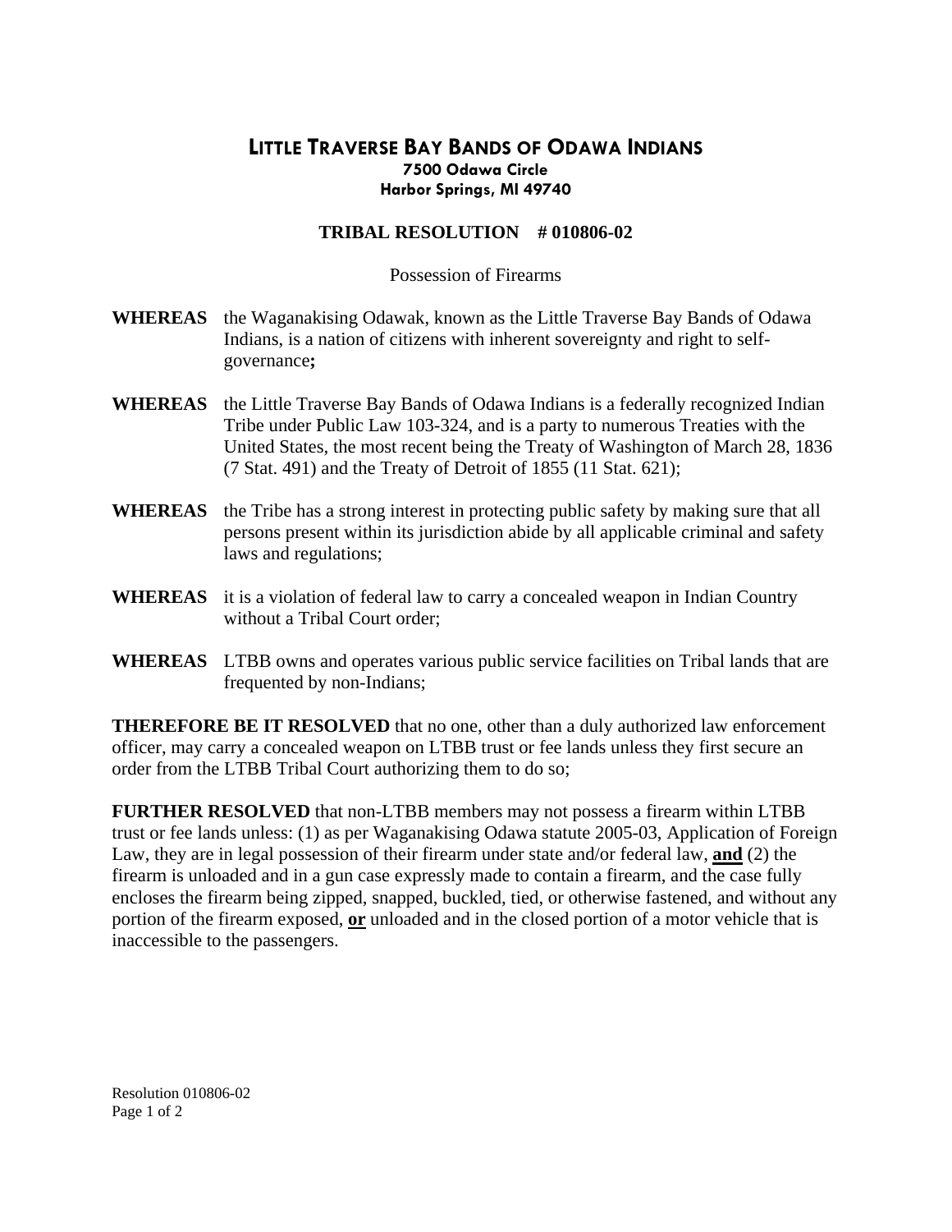# LITTLE TRAVERSE BAY BANDS OF ODAWA INDIANS

**7500 Odawa Circle**
**Harbor Springs, MI 49740**

## TRIBAL RESOLUTION # 010806-02

Possession of Firearms

**WHEREAS** the Waganakising Odawak, known as the Little Traverse Bay Bands of Odawa Indians, is a nation of citizens with inherent sovereignty and right to self-governance**;**

**WHEREAS** the Little Traverse Bay Bands of Odawa Indians is a federally recognized Indian Tribe under Public Law 103-324, and is a party to numerous Treaties with the United States, the most recent being the Treaty of Washington of March 28, 1836 (7 Stat. 491) and the Treaty of Detroit of 1855 (11 Stat. 621);

**WHEREAS** the Tribe has a strong interest in protecting public safety by making sure that all persons present within its jurisdiction abide by all applicable criminal and safety laws and regulations;

**WHEREAS** it is a violation of federal law to carry a concealed weapon in Indian Country without a Tribal Court order;

**WHEREAS** LTBB owns and operates various public service facilities on Tribal lands that are frequented by non-Indians;

**THEREFORE BE IT RESOLVED** that no one, other than a duly authorized law enforcement officer, may carry a concealed weapon on LTBB trust or fee lands unless they first secure an order from the LTBB Tribal Court authorizing them to do so;

**FURTHER RESOLVED** that non-LTBB members may not possess a firearm within LTBB trust or fee lands unless: (1) as per Waganakising Odawa statute 2005-03, Application of Foreign Law, they are in legal possession of their firearm under state and/or federal law, **and** (2) the firearm is unloaded and in a gun case expressly made to contain a firearm, and the case fully encloses the firearm being zipped, snapped, buckled, tied, or otherwise fastened, and without any portion of the firearm exposed, **or** unloaded and in the closed portion of a motor vehicle that is inaccessible to the passengers.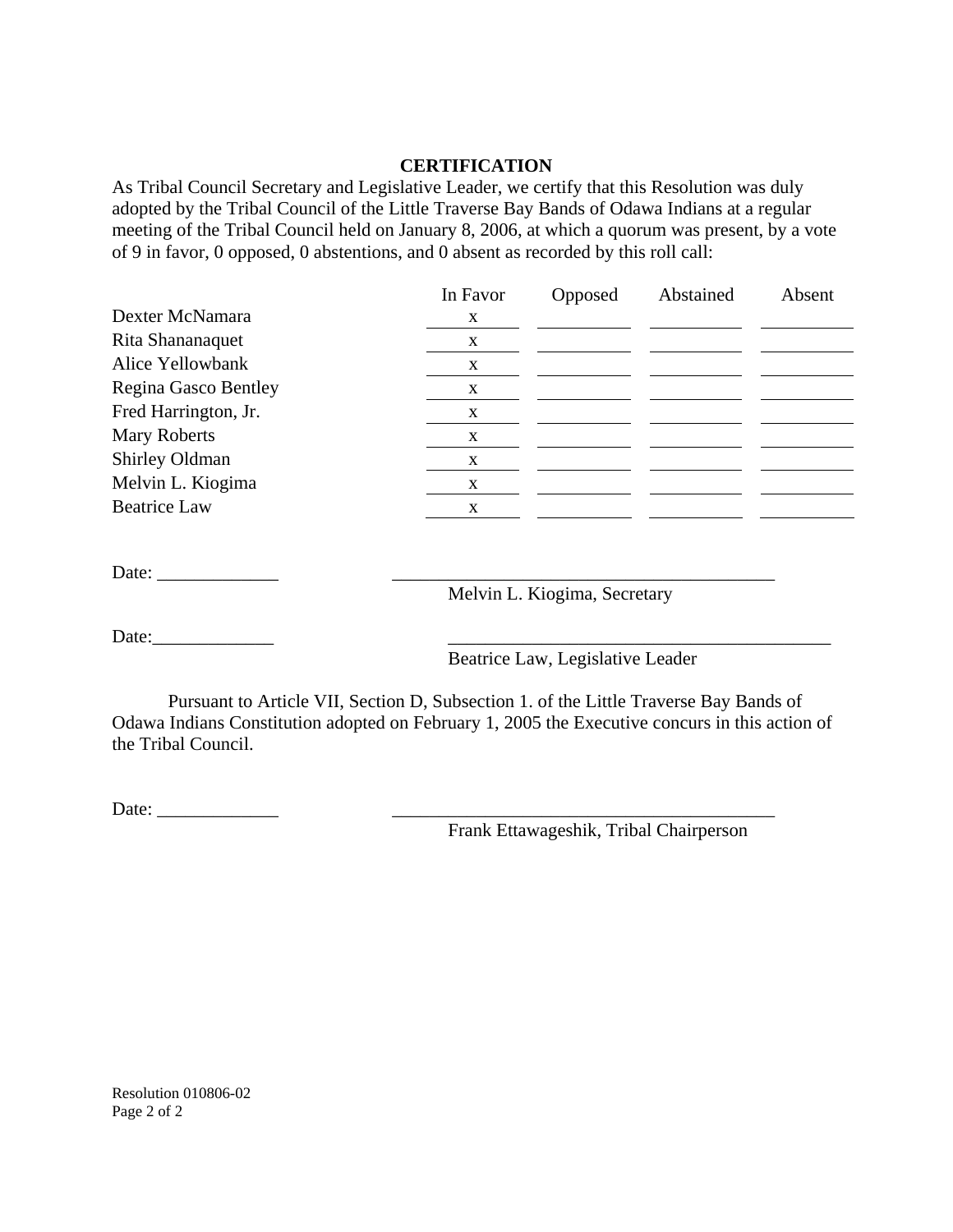## CERTIFICATION

As Tribal Council Secretary and Legislative Leader, we certify that this Resolution was duly adopted by the Tribal Council of the Little Traverse Bay Bands of Odawa Indians at a regular meeting of the Tribal Council held on January 8, 2006, at which a quorum was present, by a vote of 9 in favor, 0 opposed, 0 abstentions, and 0 absent as recorded by this roll call:

| | In Favor | Opposed | Abstained | Absent |
|---|---|---|---|---|
| Dexter McNamara | x | | | |
| Rita Shananaquet | x | | | |
| Alice Yellowbank | x | | | |
| Regina Gasco Bentley | x | | | |
| Fred Harrington, Jr. | x | | | |
| Mary Roberts | x | | | |
| Shirley Oldman | x | | | |
| Melvin L. Kiogima | x | | | |
| Beatrice Law | x | | | |

Date: _____________ ______________________________________

Melvin L. Kiogima, Secretary

Date:_____________ ______________________________________

Beatrice Law, Legislative Leader

Pursuant to Article VII, Section D, Subsection 1. of the Little Traverse Bay Bands of Odawa Indians Constitution adopted on February 1, 2005 the Executive concurs in this action of the Tribal Council.

Date: _____________ ______________________________________

Frank Ettawageshik, Tribal Chairperson

Resolution 010806-02